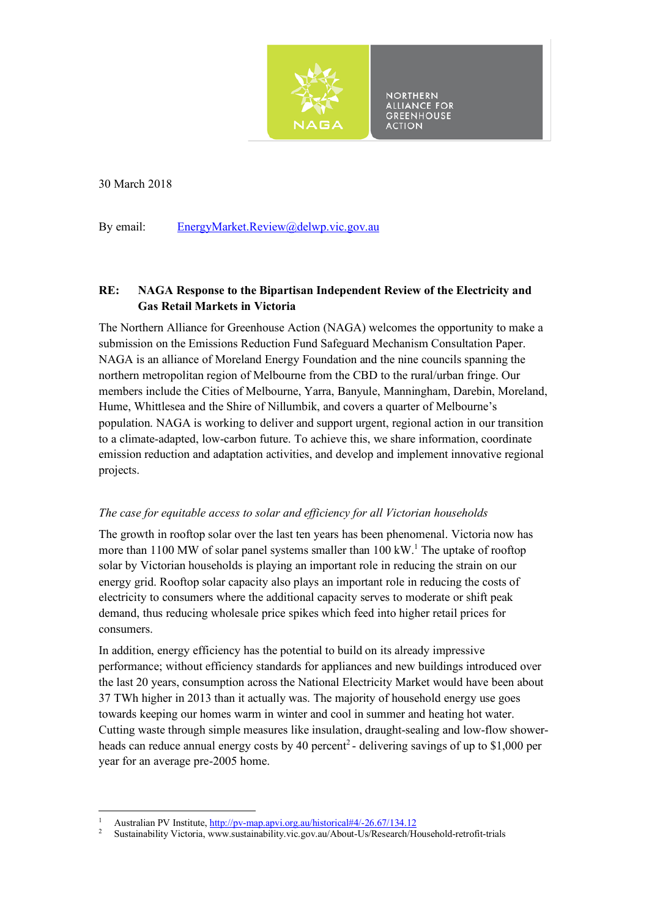NORTHERN ALLIANCE FOR GREENHOUSE ACTION

30 March 2018

By email: EnergyMarket.Review@delwp.vic.gov.au

**RE: NAGA Response to the Bipartisan Independent Review of the Electricity and Gas Retail Markets in Victoria**

The Northern Alliance for Greenhouse Action (NAGA) welcomes the opportunity to make a submission on the Emissions Reduction Fund Safeguard Mechanism Consultation Paper. NAGA is an alliance of Moreland Energy Foundation and the nine councils spanning the northern metropolitan region of Melbourne from the CBD to the rural/urban fringe. Our members include the Cities of Melbourne, Yarra, Banyule, Manningham, Darebin, Moreland, Hume, Whittlesea and the Shire of Nillumbik, and covers a quarter of Melbourne's population. NAGA is working to deliver and support urgent, regional action in our transition to a climate-adapted, low-carbon future. To achieve this, we share information, coordinate emission reduction and adaptation activities, and develop and implement innovative regional projects.

*The case for equitable access to solar and efficiency for all Victorian households*

The growth in rooftop solar over the last ten years has been phenomenal. Victoria now has more than 1100 MW of solar panel systems smaller than 100 kW.[1] The uptake of rooftop solar by Victorian households is playing an important role in reducing the strain on our energy grid. Rooftop solar capacity also plays an important role in reducing the costs of electricity to consumers where the additional capacity serves to moderate or shift peak demand, thus reducing wholesale price spikes which feed into higher retail prices for consumers.

In addition, energy efficiency has the potential to build on its already impressive performance; without efficiency standards for appliances and new buildings introduced over the last 20 years, consumption across the National Electricity Market would have been about 37 TWh higher in 2013 than it actually was. The majority of household energy use goes towards keeping our homes warm in winter and cool in summer and heating hot water. Cutting waste through simple measures like insulation, draught-sealing and low-flow shower-heads can reduce annual energy costs by 40 percent[2] - delivering savings of up to $1,000 per year for an average pre-2005 home.

---

[1] Australian PV Institute, http://pv-map.apvi.org.au/historical#4/-26.67/134.12

[2] Sustainability Victoria, www.sustainability.vic.gov.au/About-Us/Research/Household-retrofit-trials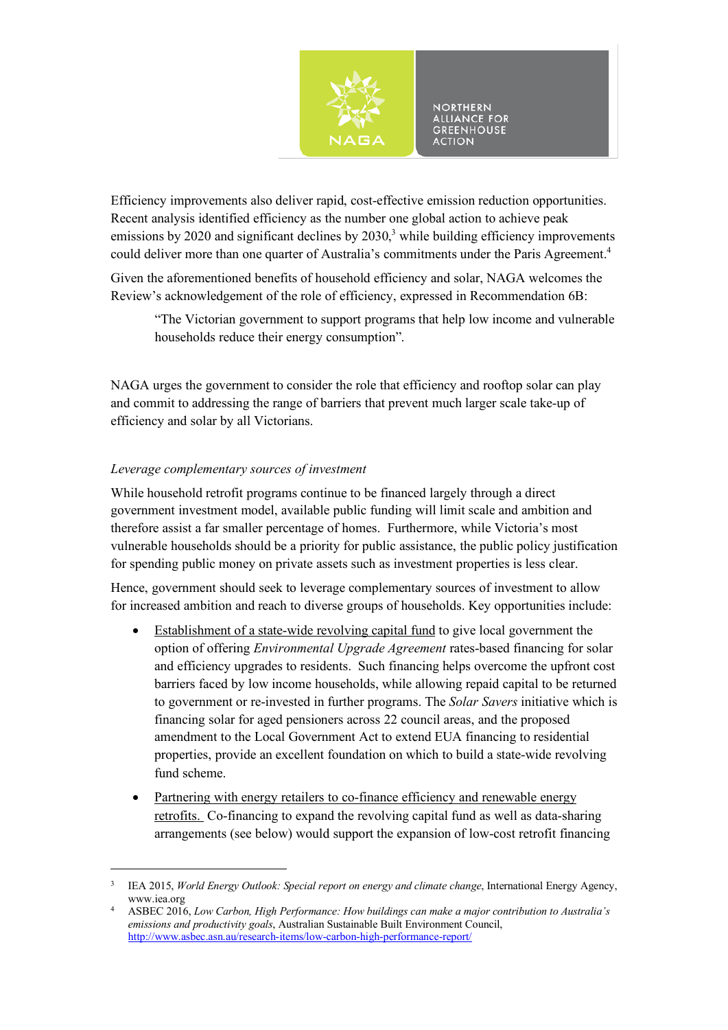Efficiency improvements also deliver rapid, cost-effective emission reduction opportunities. Recent analysis identified efficiency as the number one global action to achieve peak emissions by 2020 and significant declines by 2030,[3] while building efficiency improvements could deliver more than one quarter of Australia's commitments under the Paris Agreement.[4]

Given the aforementioned benefits of household efficiency and solar, NAGA welcomes the Review's acknowledgement of the role of efficiency, expressed in Recommendation 6B:

> "The Victorian government to support programs that help low income and vulnerable households reduce their energy consumption".

NAGA urges the government to consider the role that efficiency and rooftop solar can play and commit to addressing the range of barriers that prevent much larger scale take-up of efficiency and solar by all Victorians.

*Leverage complementary sources of investment*

While household retrofit programs continue to be financed largely through a direct government investment model, available public funding will limit scale and ambition and therefore assist a far smaller percentage of homes. Furthermore, while Victoria's most vulnerable households should be a priority for public assistance, the public policy justification for spending public money on private assets such as investment properties is less clear.

Hence, government should seek to leverage complementary sources of investment to allow for increased ambition and reach to diverse groups of households. Key opportunities include:

- Establishment of a state-wide revolving capital fund to give local government the option of offering *Environmental Upgrade Agreement* rates-based financing for solar and efficiency upgrades to residents. Such financing helps overcome the upfront cost barriers faced by low income households, while allowing repaid capital to be returned to government or re-invested in further programs. The *Solar Savers* initiative which is financing solar for aged pensioners across 22 council areas, and the proposed amendment to the Local Government Act to extend EUA financing to residential properties, provide an excellent foundation on which to build a state-wide revolving fund scheme.
- Partnering with energy retailers to co-finance efficiency and renewable energy retrofits. Co-financing to expand the revolving capital fund as well as data-sharing arrangements (see below) would support the expansion of low-cost retrofit financing

---

[3] IEA 2015, *World Energy Outlook: Special report on energy and climate change*, International Energy Agency, www.iea.org

[4] ASBEC 2016, *Low Carbon, High Performance: How buildings can make a major contribution to Australia's emissions and productivity goals*, Australian Sustainable Built Environment Council, http://www.asbec.asn.au/research-items/low-carbon-high-performance-report/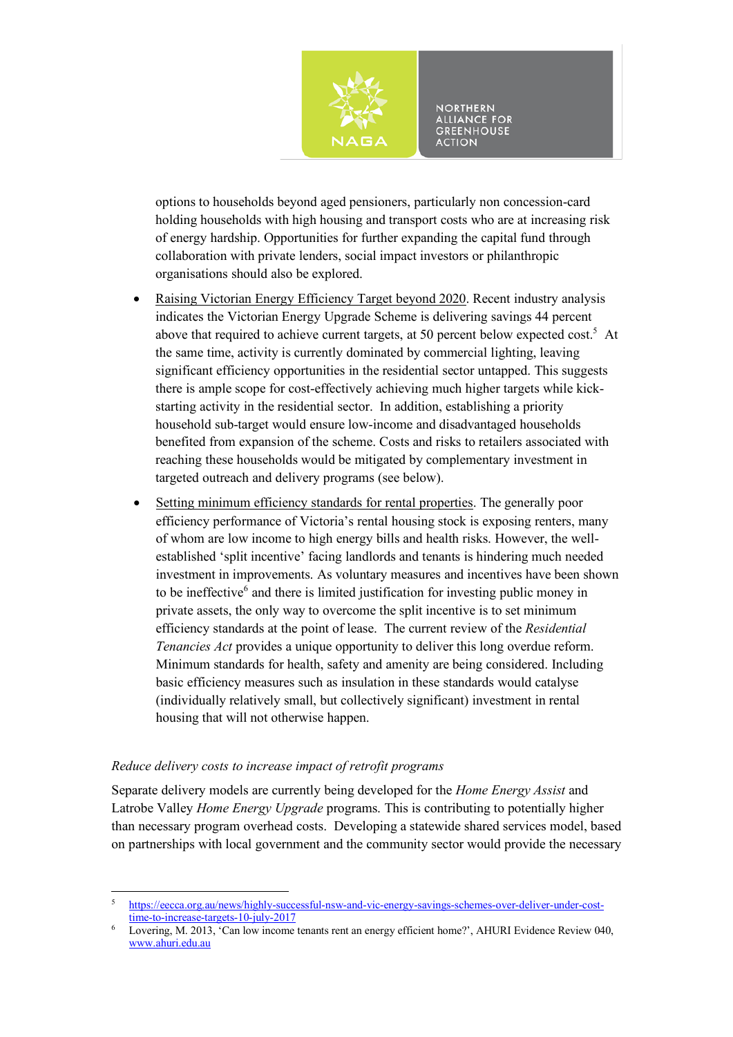options to households beyond aged pensioners, particularly non concession-card holding households with high housing and transport costs who are at increasing risk of energy hardship. Opportunities for further expanding the capital fund through collaboration with private lenders, social impact investors or philanthropic organisations should also be explored.

- Raising Victorian Energy Efficiency Target beyond 2020. Recent industry analysis indicates the Victorian Energy Upgrade Scheme is delivering savings 44 percent above that required to achieve current targets, at 50 percent below expected cost.[5] At the same time, activity is currently dominated by commercial lighting, leaving significant efficiency opportunities in the residential sector untapped. This suggests there is ample scope for cost-effectively achieving much higher targets while kick-starting activity in the residential sector. In addition, establishing a priority household sub-target would ensure low-income and disadvantaged households benefited from expansion of the scheme. Costs and risks to retailers associated with reaching these households would be mitigated by complementary investment in targeted outreach and delivery programs (see below).
- Setting minimum efficiency standards for rental properties. The generally poor efficiency performance of Victoria's rental housing stock is exposing renters, many of whom are low income to high energy bills and health risks. However, the well-established 'split incentive' facing landlords and tenants is hindering much needed investment in improvements. As voluntary measures and incentives have been shown to be ineffective[6] and there is limited justification for investing public money in private assets, the only way to overcome the split incentive is to set minimum efficiency standards at the point of lease. The current review of the *Residential Tenancies Act* provides a unique opportunity to deliver this long overdue reform. Minimum standards for health, safety and amenity are being considered. Including basic efficiency measures such as insulation in these standards would catalyse (individually relatively small, but collectively significant) investment in rental housing that will not otherwise happen.

*Reduce delivery costs to increase impact of retrofit programs*

Separate delivery models are currently being developed for the *Home Energy Assist* and Latrobe Valley *Home Energy Upgrade* programs. This is contributing to potentially higher than necessary program overhead costs. Developing a statewide shared services model, based on partnerships with local government and the community sector would provide the necessary

---

5 https://eecca.org.au/news/highly-successful-nsw-and-vic-energy-savings-schemes-over-deliver-under-cost-time-to-increase-targets-10-july-2017

6 Lovering, M. 2013, 'Can low income tenants rent an energy efficient home?', AHURI Evidence Review 040, www.ahuri.edu.au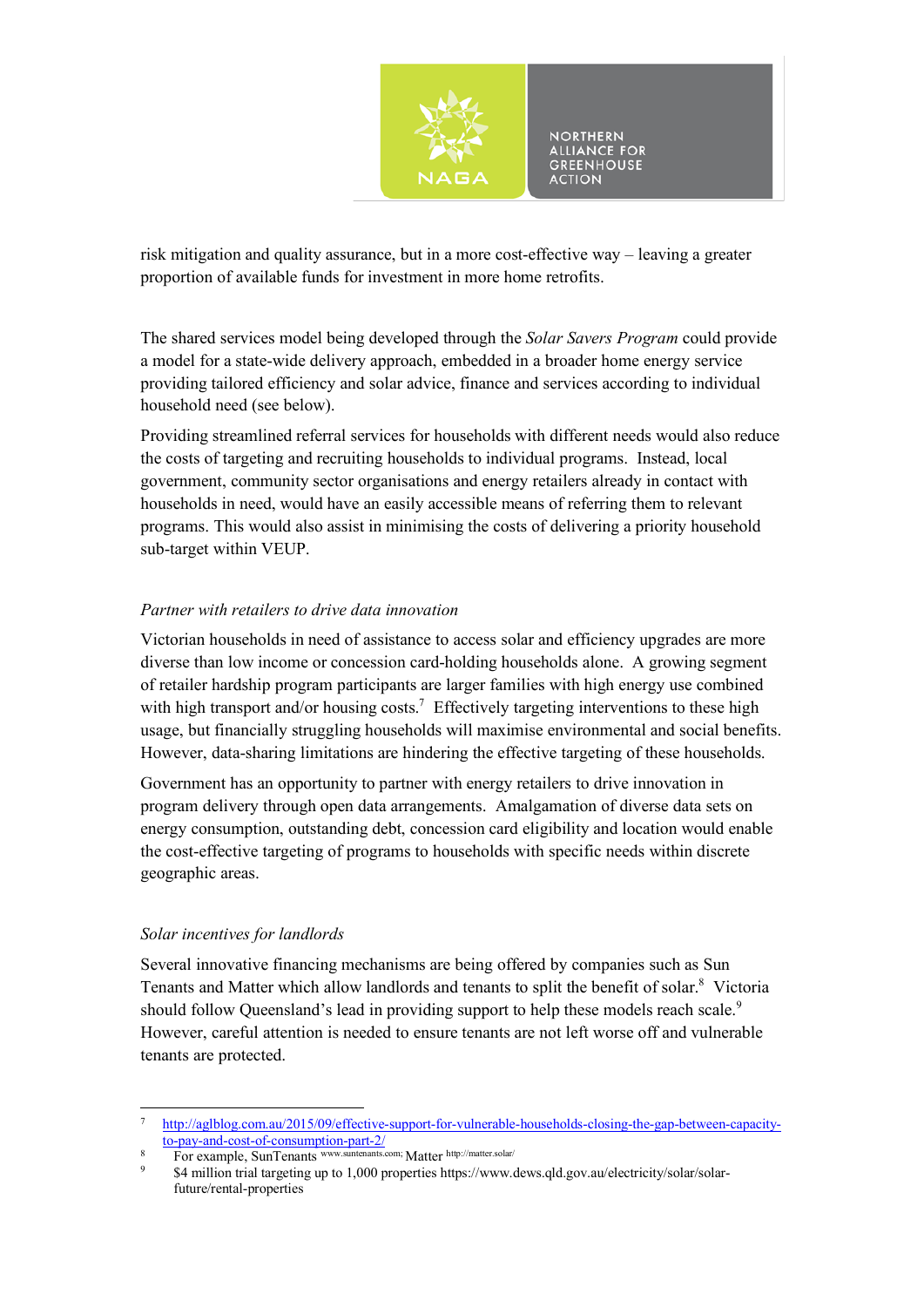risk mitigation and quality assurance, but in a more cost-effective way – leaving a greater proportion of available funds for investment in more home retrofits.

The shared services model being developed through the *Solar Savers Program* could provide a model for a state-wide delivery approach, embedded in a broader home energy service providing tailored efficiency and solar advice, finance and services according to individual household need (see below).

Providing streamlined referral services for households with different needs would also reduce the costs of targeting and recruiting households to individual programs. Instead, local government, community sector organisations and energy retailers already in contact with households in need, would have an easily accessible means of referring them to relevant programs. This would also assist in minimising the costs of delivering a priority household sub-target within VEUP.

*Partner with retailers to drive data innovation*

Victorian households in need of assistance to access solar and efficiency upgrades are more diverse than low income or concession card-holding households alone. A growing segment of retailer hardship program participants are larger families with high energy use combined with high transport and/or housing costs.[7] Effectively targeting interventions to these high usage, but financially struggling households will maximise environmental and social benefits. However, data-sharing limitations are hindering the effective targeting of these households.

Government has an opportunity to partner with energy retailers to drive innovation in program delivery through open data arrangements. Amalgamation of diverse data sets on energy consumption, outstanding debt, concession card eligibility and location would enable the cost-effective targeting of programs to households with specific needs within discrete geographic areas.

*Solar incentives for landlords*

Several innovative financing mechanisms are being offered by companies such as Sun Tenants and Matter which allow landlords and tenants to split the benefit of solar.[8] Victoria should follow Queensland's lead in providing support to help these models reach scale.[9] However, careful attention is needed to ensure tenants are not left worse off and vulnerable tenants are protected.

---

[7] http://aglblog.com.au/2015/09/effective-support-for-vulnerable-households-closing-the-gap-between-capacity-to-pay-and-cost-of-consumption-part-2/

[8] For example, SunTenants www.suntenants.com; Matter http://matter.solar/

[9] $4 million trial targeting up to 1,000 properties https://www.dews.qld.gov.au/electricity/solar/solar-future/rental-properties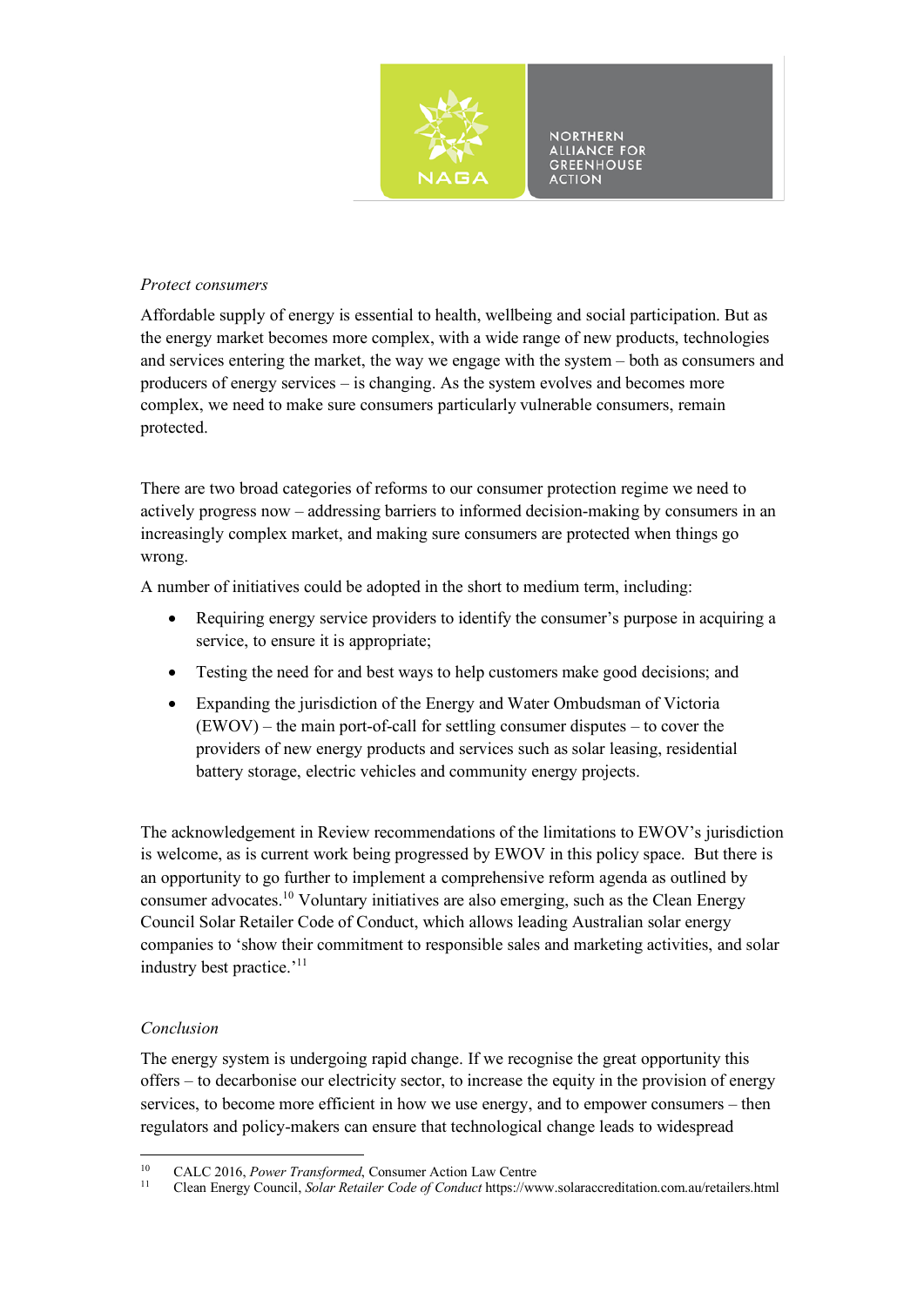*Protect consumers*

Affordable supply of energy is essential to health, wellbeing and social participation. But as the energy market becomes more complex, with a wide range of new products, technologies and services entering the market, the way we engage with the system – both as consumers and producers of energy services – is changing. As the system evolves and becomes more complex, we need to make sure consumers particularly vulnerable consumers, remain protected.

There are two broad categories of reforms to our consumer protection regime we need to actively progress now – addressing barriers to informed decision-making by consumers in an increasingly complex market, and making sure consumers are protected when things go wrong.

A number of initiatives could be adopted in the short to medium term, including:

- Requiring energy service providers to identify the consumer's purpose in acquiring a service, to ensure it is appropriate;
- Testing the need for and best ways to help customers make good decisions; and
- Expanding the jurisdiction of the Energy and Water Ombudsman of Victoria (EWOV) – the main port-of-call for settling consumer disputes – to cover the providers of new energy products and services such as solar leasing, residential battery storage, electric vehicles and community energy projects.

The acknowledgement in Review recommendations of the limitations to EWOV's jurisdiction is welcome, as is current work being progressed by EWOV in this policy space. But there is an opportunity to go further to implement a comprehensive reform agenda as outlined by consumer advocates.[10] Voluntary initiatives are also emerging, such as the Clean Energy Council Solar Retailer Code of Conduct, which allows leading Australian solar energy companies to 'show their commitment to responsible sales and marketing activities, and solar industry best practice.'[11]

*Conclusion*

The energy system is undergoing rapid change. If we recognise the great opportunity this offers – to decarbonise our electricity sector, to increase the equity in the provision of energy services, to become more efficient in how we use energy, and to empower consumers – then regulators and policy-makers can ensure that technological change leads to widespread

---

[10] CALC 2016, *Power Transformed*, Consumer Action Law Centre

[11] Clean Energy Council, *Solar Retailer Code of Conduct* https://www.solaraccreditation.com.au/retailers.html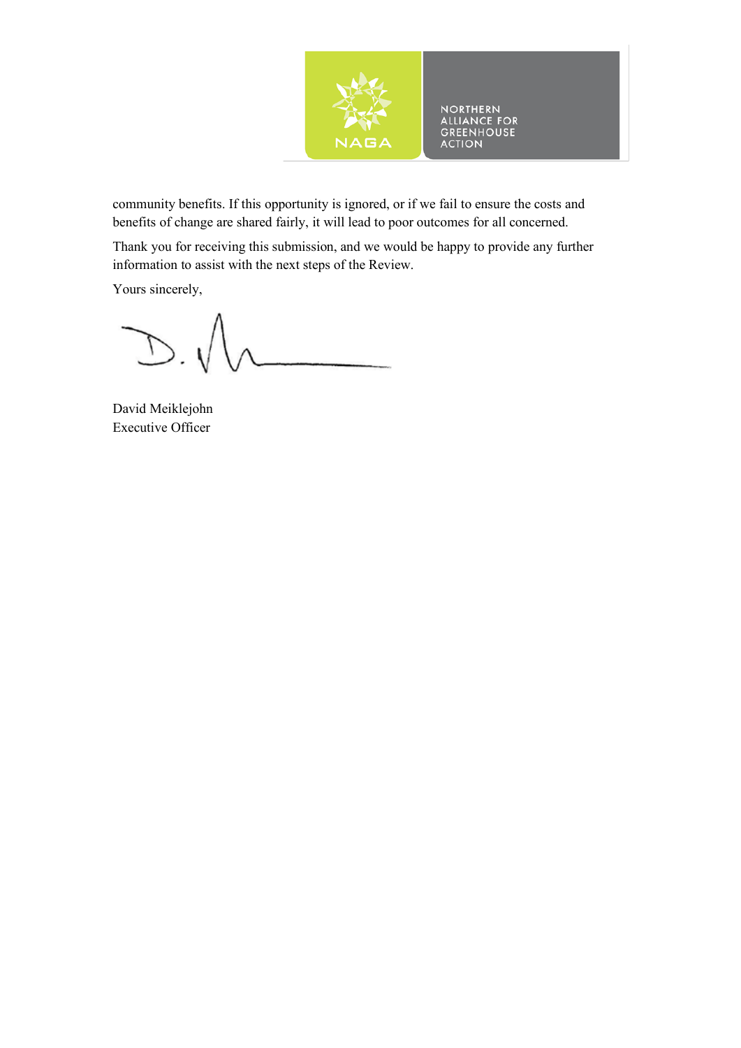community benefits. If this opportunity is ignored, or if we fail to ensure the costs and benefits of change are shared fairly, it will lead to poor outcomes for all concerned.

Thank you for receiving this submission, and we would be happy to provide any further information to assist with the next steps of the Review.

Yours sincerely,

David Meiklejohn
Executive Officer